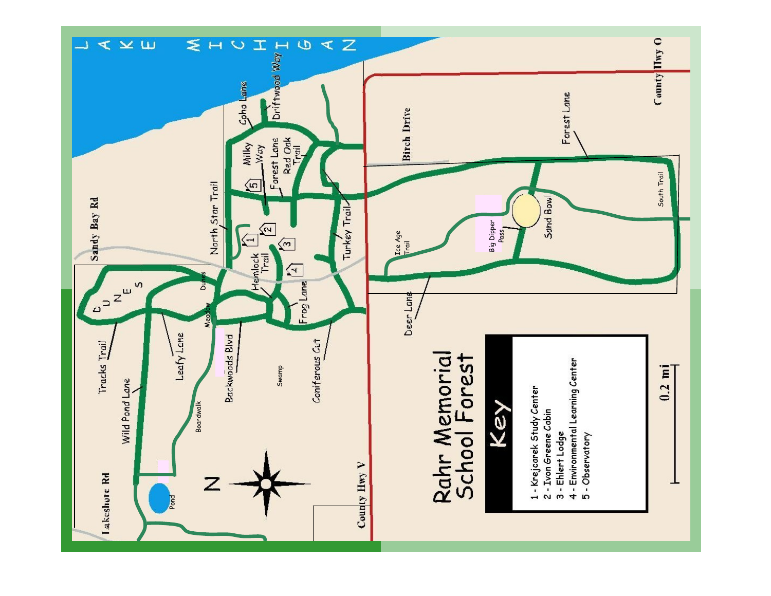# Rahr Memorial School Forest

## Key

1 - Krejcarek Study Center
2 - Ivon Greene Cabin
3 - Ehlert Lodge
4 - Environmental Learning Center
5 - Observatory

0.2 mi

LAKE MICHIGAN

Sandy Bay Rd

Lakeshore Rd

County Hwy V

County Hwy O

Birch Drive

Coho Lane

Driftwood Way

Milky Way

Forest Lane

Red Oak Trail

North Star Trail

Turkey Trail

Hemlock Trail

Frog Lane

Coniferous Cut

Swamp

Backwoods Blvd

Meadow

Dunes

DUNES

Tracks Trail

Leafy Lane

Wild Pond Lane

Boardwalk

Pond

Ice Age Trail

Big Dipper Pass

Sand Bowl

South Trail

Deer Lane

N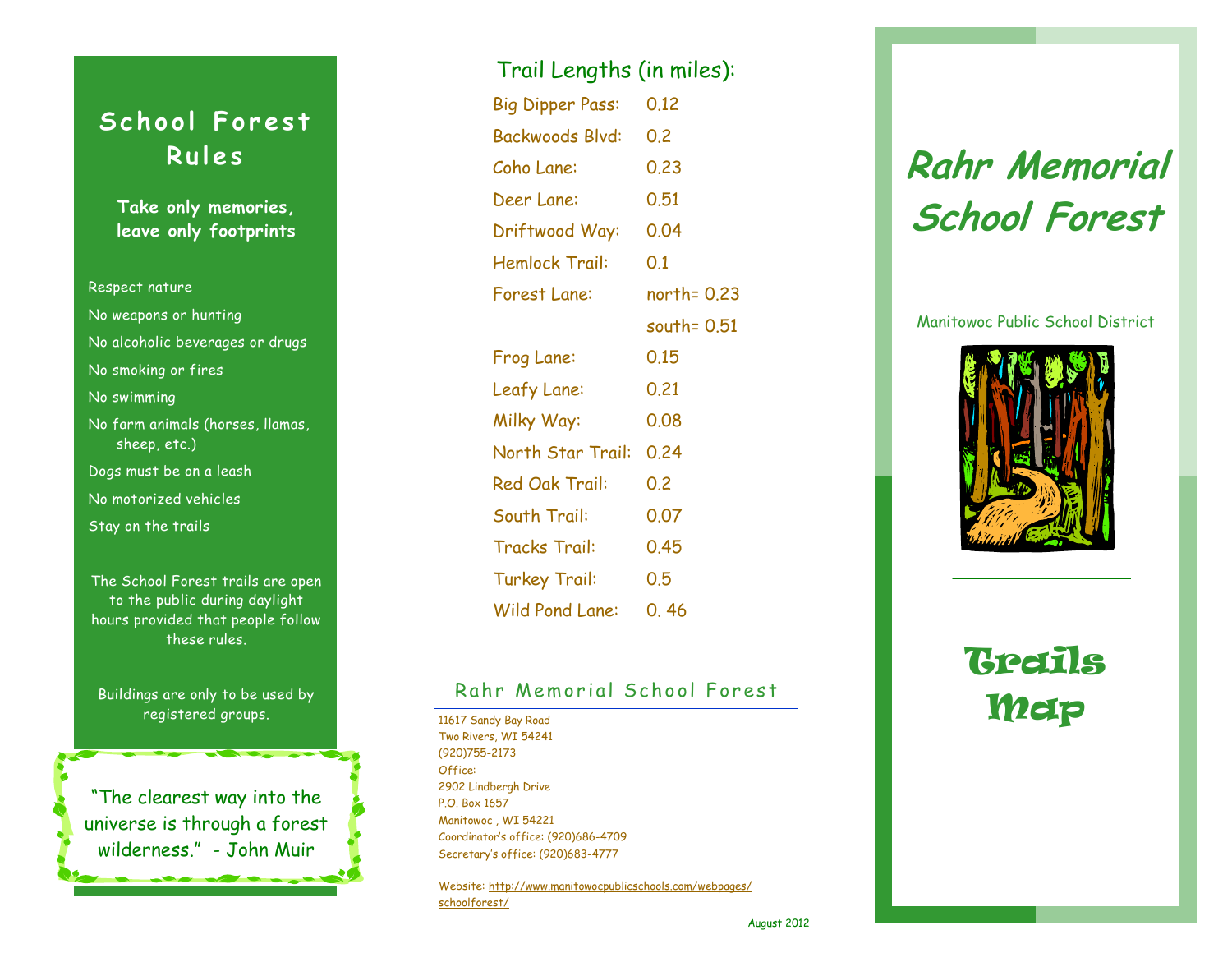## School Forest Rules

**Take only memories, leave only footprints**

- Respect nature
- No weapons or hunting
- No alcoholic beverages or drugs
- No smoking or fires
- No swimming
- No farm animals (horses, llamas, sheep, etc.)
- Dogs must be on a leash
- No motorized vehicles
- Stay on the trails

The School Forest trails are open to the public during daylight hours provided that people follow these rules.

Buildings are only to be used by registered groups.

"The clearest way into the universe is through a forest wilderness." - John Muir

## Trail Lengths (in miles):

| | |
|---|---|
| Big Dipper Pass: | 0.12 |
| Backwoods Blvd: | 0.2 |
| Coho Lane: | 0.23 |
| Deer Lane: | 0.51 |
| Driftwood Way: | 0.04 |
| Hemlock Trail: | 0.1 |
| Forest Lane: | north= 0.23 |
| | south= 0.51 |
| Frog Lane: | 0.15 |
| Leafy Lane: | 0.21 |
| Milky Way: | 0.08 |
| North Star Trail: | 0.24 |
| Red Oak Trail: | 0.2 |
| South Trail: | 0.07 |
| Tracks Trail: | 0.45 |
| Turkey Trail: | 0.5 |
| Wild Pond Lane: | 0. 46 |

### Rahr Memorial School Forest

11617 Sandy Bay Road
Two Rivers, WI 54241
(920)755-2173
Office:
2902 Lindbergh Drive
P.O. Box 1657
Manitowoc , WI 54221
Coordinator's office: (920)686-4709
Secretary's office: (920)683-4777

Website: http://www.manitowocpublicschools.com/webpages/schoolforest/

August 2012

# Rahr Memorial School Forest

Manitowoc Public School District

# Trails Map